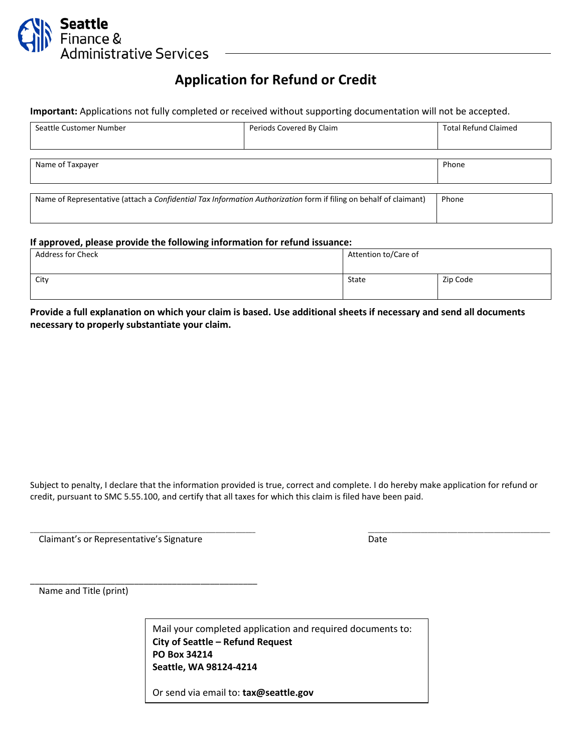Seattle Finance & Administrative Services

# Application for Refund or Credit

**Important:** Applications not fully completed or received without supporting documentation will not be accepted.

| Seattle Customer Number | Periods Covered By Claim | Total Refund Claimed |
|---|---|---|
| | | |

| Name of Taxpayer | Phone |
|---|---|
| | |

| Name of Representative (attach a *Confidential Tax Information Authorization* form if filing on behalf of claimant) | Phone |
|---|---|
| | |

**If approved, please provide the following information for refund issuance:**

| Address for Check | Attention to/Care of | |
|---|---|---|
| City | State | Zip Code |

**Provide a full explanation on which your claim is based. Use additional sheets if necessary and send all documents necessary to properly substantiate your claim.**

Subject to penalty, I declare that the information provided is true, correct and complete. I do hereby make application for refund or credit, pursuant to SMC 5.55.100, and certify that all taxes for which this claim is filed have been paid.

_______________________________________________ Claimant's or Representative's Signature

_______________________________________ Date

_______________________________________________ Name and Title (print)

Mail your completed application and required documents to:
**City of Seattle – Refund Request**
**PO Box 34214**
**Seattle, WA 98124-4214**

Or send via email to: **tax@seattle.gov**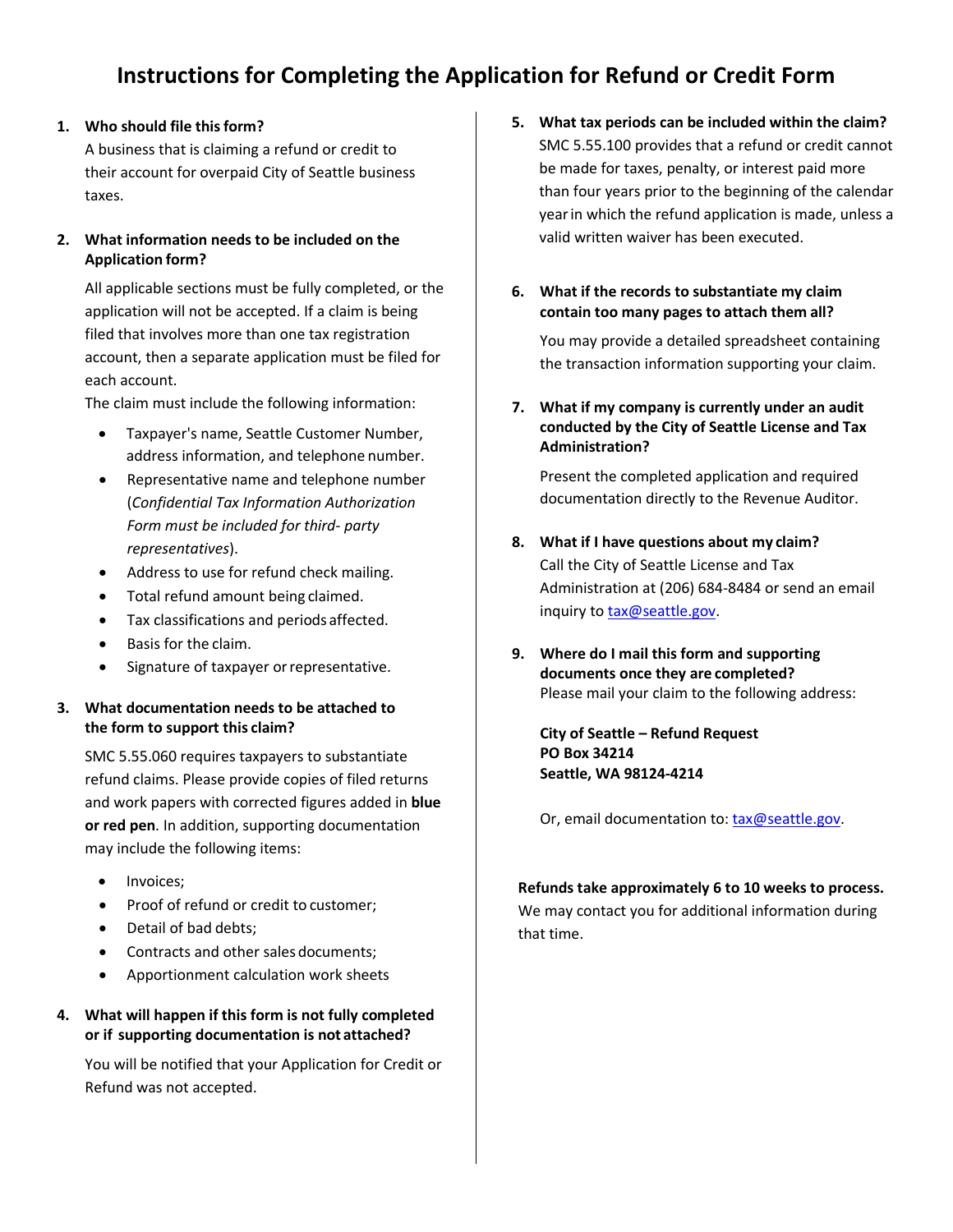# Instructions for Completing the Application for Refund or Credit Form

1. **Who should file this form?**

   A business that is claiming a refund or credit to their account for overpaid City of Seattle business taxes.

2. **What information needs to be included on the Application form?**

   All applicable sections must be fully completed, or the application will not be accepted. If a claim is being filed that involves more than one tax registration account, then a separate application must be filed for each account.

   The claim must include the following information:

   - Taxpayer's name, Seattle Customer Number, address information, and telephone number.
   - Representative name and telephone number (*Confidential Tax Information Authorization Form must be included for third- party representatives*).
   - Address to use for refund check mailing.
   - Total refund amount being claimed.
   - Tax classifications and periods affected.
   - Basis for the claim.
   - Signature of taxpayer or representative.

3. **What documentation needs to be attached to the form to support this claim?**

   SMC 5.55.060 requires taxpayers to substantiate refund claims. Please provide copies of filed returns and work papers with corrected figures added in **blue or red pen**. In addition, supporting documentation may include the following items:

   - Invoices;
   - Proof of refund or credit to customer;
   - Detail of bad debts;
   - Contracts and other sales documents;
   - Apportionment calculation work sheets

4. **What will happen if this form is not fully completed or if supporting documentation is not attached?**

   You will be notified that your Application for Credit or Refund was not accepted.

5. **What tax periods can be included within the claim?**

   SMC 5.55.100 provides that a refund or credit cannot be made for taxes, penalty, or interest paid more than four years prior to the beginning of the calendar year in which the refund application is made, unless a valid written waiver has been executed.

6. **What if the records to substantiate my claim contain too many pages to attach them all?**

   You may provide a detailed spreadsheet containing the transaction information supporting your claim.

7. **What if my company is currently under an audit conducted by the City of Seattle License and Tax Administration?**

   Present the completed application and required documentation directly to the Revenue Auditor.

8. **What if I have questions about my claim?**

   Call the City of Seattle License and Tax Administration at (206) 684-8484 or send an email inquiry to tax@seattle.gov.

9. **Where do I mail this form and supporting documents once they are completed?**

   Please mail your claim to the following address:

   **City of Seattle – Refund Request**
   **PO Box 34214**
   **Seattle, WA 98124-4214**

   Or, email documentation to: tax@seattle.gov.

**Refunds take approximately 6 to 10 weeks to process.**
We may contact you for additional information during that time.